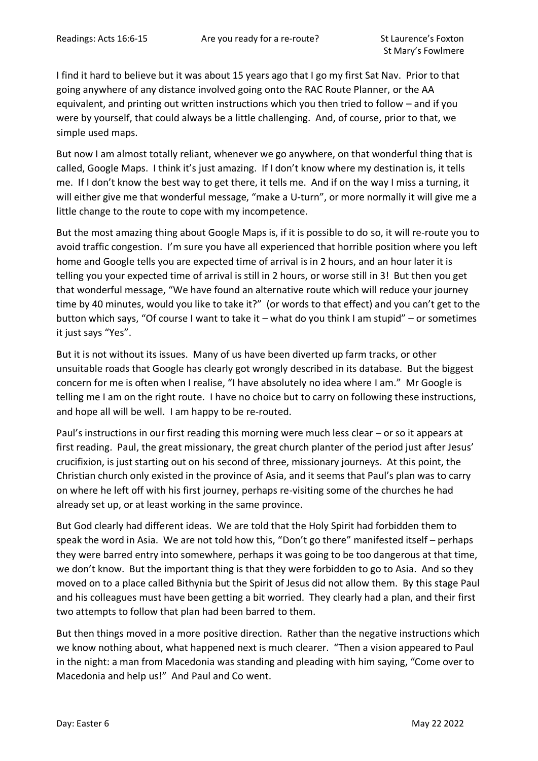I find it hard to believe but it was about 15 years ago that I go my first Sat Nav. Prior to that going anywhere of any distance involved going onto the RAC Route Planner, or the AA equivalent, and printing out written instructions which you then tried to follow – and if you were by yourself, that could always be a little challenging. And, of course, prior to that, we simple used maps.

But now I am almost totally reliant, whenever we go anywhere, on that wonderful thing that is called, Google Maps. I think it's just amazing. If I don't know where my destination is, it tells me. If I don't know the best way to get there, it tells me. And if on the way I miss a turning, it will either give me that wonderful message, "make a U-turn", or more normally it will give me a little change to the route to cope with my incompetence.

But the most amazing thing about Google Maps is, if it is possible to do so, it will re-route you to avoid traffic congestion. I'm sure you have all experienced that horrible position where you left home and Google tells you are expected time of arrival is in 2 hours, and an hour later it is telling you your expected time of arrival is still in 2 hours, or worse still in 3! But then you get that wonderful message, "We have found an alternative route which will reduce your journey time by 40 minutes, would you like to take it?" (or words to that effect) and you can't get to the button which says, "Of course I want to take it – what do you think I am stupid" – or sometimes it just says "Yes".

But it is not without its issues. Many of us have been diverted up farm tracks, or other unsuitable roads that Google has clearly got wrongly described in its database. But the biggest concern for me is often when I realise, "I have absolutely no idea where I am." Mr Google is telling me I am on the right route. I have no choice but to carry on following these instructions, and hope all will be well. I am happy to be re-routed.

Paul's instructions in our first reading this morning were much less clear – or so it appears at first reading. Paul, the great missionary, the great church planter of the period just after Jesus' crucifixion, is just starting out on his second of three, missionary journeys. At this point, the Christian church only existed in the province of Asia, and it seems that Paul's plan was to carry on where he left off with his first journey, perhaps re-visiting some of the churches he had already set up, or at least working in the same province.

But God clearly had different ideas. We are told that the Holy Spirit had forbidden them to speak the word in Asia. We are not told how this, "Don't go there" manifested itself – perhaps they were barred entry into somewhere, perhaps it was going to be too dangerous at that time, we don't know. But the important thing is that they were forbidden to go to Asia. And so they moved on to a place called Bithynia but the Spirit of Jesus did not allow them. By this stage Paul and his colleagues must have been getting a bit worried. They clearly had a plan, and their first two attempts to follow that plan had been barred to them.

But then things moved in a more positive direction. Rather than the negative instructions which we know nothing about, what happened next is much clearer. "Then a vision appeared to Paul in the night: a man from Macedonia was standing and pleading with him saying, "Come over to Macedonia and help us!" And Paul and Co went.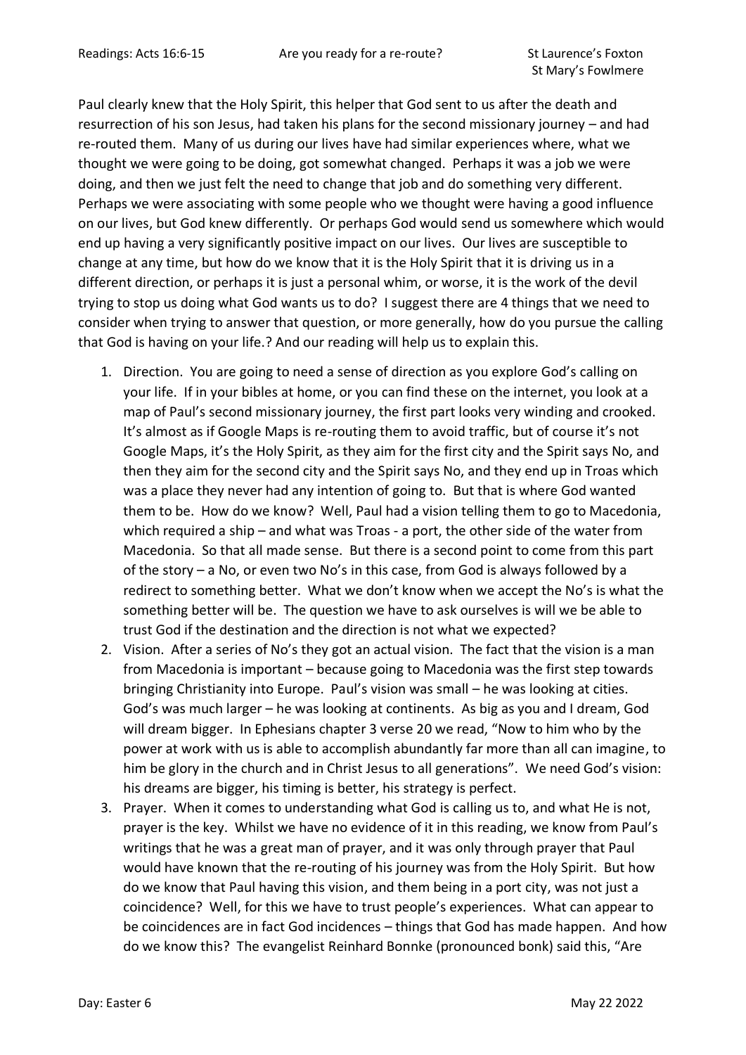Paul clearly knew that the Holy Spirit, this helper that God sent to us after the death and resurrection of his son Jesus, had taken his plans for the second missionary journey – and had re-routed them. Many of us during our lives have had similar experiences where, what we thought we were going to be doing, got somewhat changed. Perhaps it was a job we were doing, and then we just felt the need to change that job and do something very different. Perhaps we were associating with some people who we thought were having a good influence on our lives, but God knew differently. Or perhaps God would send us somewhere which would end up having a very significantly positive impact on our lives. Our lives are susceptible to change at any time, but how do we know that it is the Holy Spirit that it is driving us in a different direction, or perhaps it is just a personal whim, or worse, it is the work of the devil trying to stop us doing what God wants us to do? I suggest there are 4 things that we need to consider when trying to answer that question, or more generally, how do you pursue the calling that God is having on your life.? And our reading will help us to explain this.

1. Direction. You are going to need a sense of direction as you explore God's calling on your life. If in your bibles at home, or you can find these on the internet, you look at a map of Paul's second missionary journey, the first part looks very winding and crooked. It's almost as if Google Maps is re-routing them to avoid traffic, but of course it's not Google Maps, it's the Holy Spirit, as they aim for the first city and the Spirit says No, and then they aim for the second city and the Spirit says No, and they end up in Troas which was a place they never had any intention of going to. But that is where God wanted them to be. How do we know? Well, Paul had a vision telling them to go to Macedonia, which required a ship – and what was Troas - a port, the other side of the water from Macedonia. So that all made sense. But there is a second point to come from this part of the story – a No, or even two No's in this case, from God is always followed by a redirect to something better. What we don't know when we accept the No's is what the something better will be. The question we have to ask ourselves is will we be able to trust God if the destination and the direction is not what we expected?
2. Vision. After a series of No's they got an actual vision. The fact that the vision is a man from Macedonia is important – because going to Macedonia was the first step towards bringing Christianity into Europe. Paul's vision was small – he was looking at cities. God's was much larger – he was looking at continents. As big as you and I dream, God will dream bigger. In Ephesians chapter 3 verse 20 we read, "Now to him who by the power at work with us is able to accomplish abundantly far more than all can imagine, to him be glory in the church and in Christ Jesus to all generations". We need God's vision: his dreams are bigger, his timing is better, his strategy is perfect.
3. Prayer. When it comes to understanding what God is calling us to, and what He is not, prayer is the key. Whilst we have no evidence of it in this reading, we know from Paul's writings that he was a great man of prayer, and it was only through prayer that Paul would have known that the re-routing of his journey was from the Holy Spirit. But how do we know that Paul having this vision, and them being in a port city, was not just a coincidence? Well, for this we have to trust people's experiences. What can appear to be coincidences are in fact God incidences – things that God has made happen. And how do we know this? The evangelist Reinhard Bonnke (pronounced bonk) said this, "Are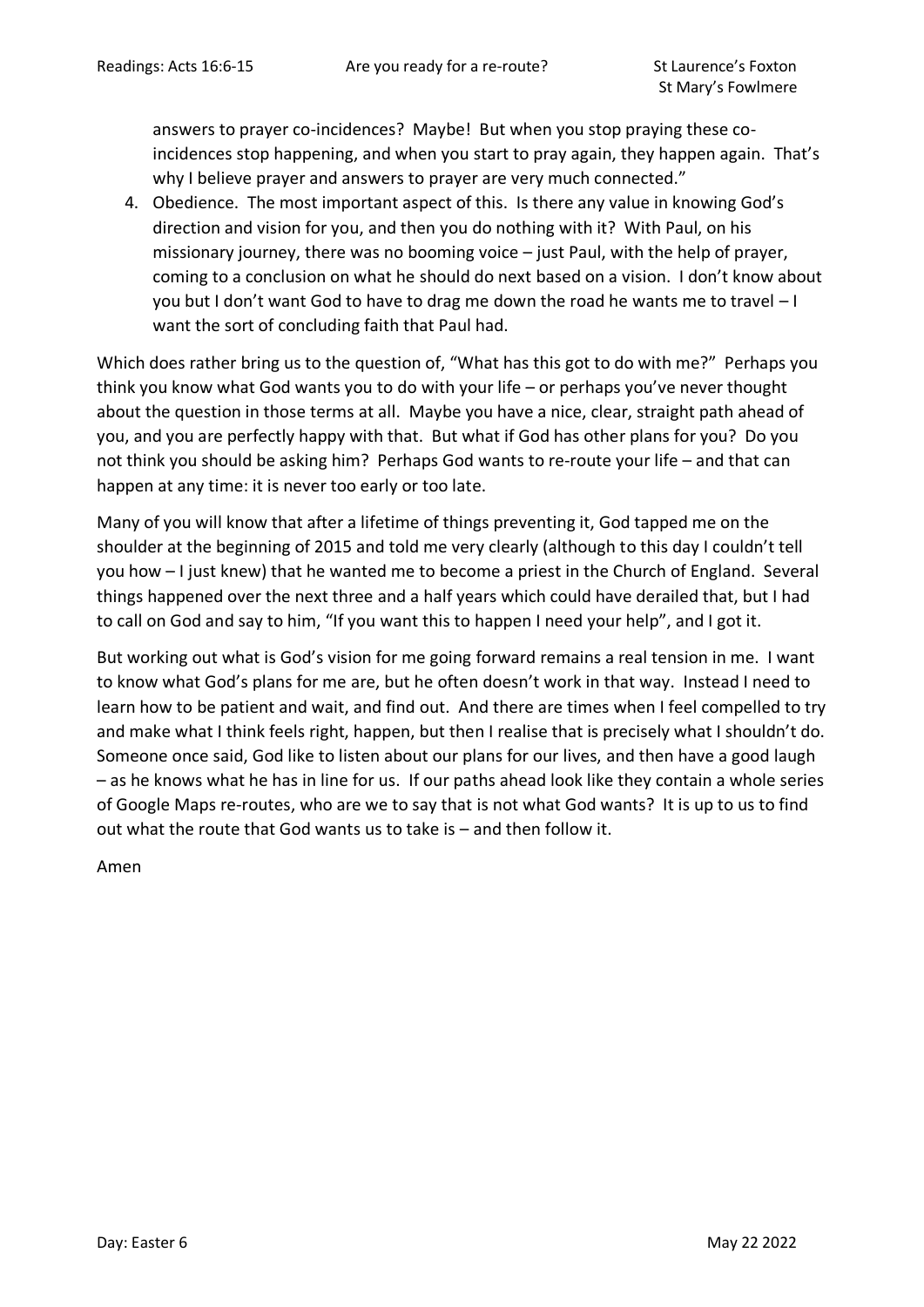answers to prayer co-incidences? Maybe! But when you stop praying these co-incidences stop happening, and when you start to pray again, they happen again. That's why I believe prayer and answers to prayer are very much connected."

4. Obedience. The most important aspect of this. Is there any value in knowing God's direction and vision for you, and then you do nothing with it? With Paul, on his missionary journey, there was no booming voice – just Paul, with the help of prayer, coming to a conclusion on what he should do next based on a vision. I don't know about you but I don't want God to have to drag me down the road he wants me to travel – I want the sort of concluding faith that Paul had.

Which does rather bring us to the question of, "What has this got to do with me?" Perhaps you think you know what God wants you to do with your life – or perhaps you've never thought about the question in those terms at all. Maybe you have a nice, clear, straight path ahead of you, and you are perfectly happy with that. But what if God has other plans for you? Do you not think you should be asking him? Perhaps God wants to re-route your life – and that can happen at any time: it is never too early or too late.

Many of you will know that after a lifetime of things preventing it, God tapped me on the shoulder at the beginning of 2015 and told me very clearly (although to this day I couldn't tell you how – I just knew) that he wanted me to become a priest in the Church of England. Several things happened over the next three and a half years which could have derailed that, but I had to call on God and say to him, "If you want this to happen I need your help", and I got it.

But working out what is God's vision for me going forward remains a real tension in me. I want to know what God's plans for me are, but he often doesn't work in that way. Instead I need to learn how to be patient and wait, and find out. And there are times when I feel compelled to try and make what I think feels right, happen, but then I realise that is precisely what I shouldn't do. Someone once said, God like to listen about our plans for our lives, and then have a good laugh – as he knows what he has in line for us. If our paths ahead look like they contain a whole series of Google Maps re-routes, who are we to say that is not what God wants? It is up to us to find out what the route that God wants us to take is – and then follow it.

Amen